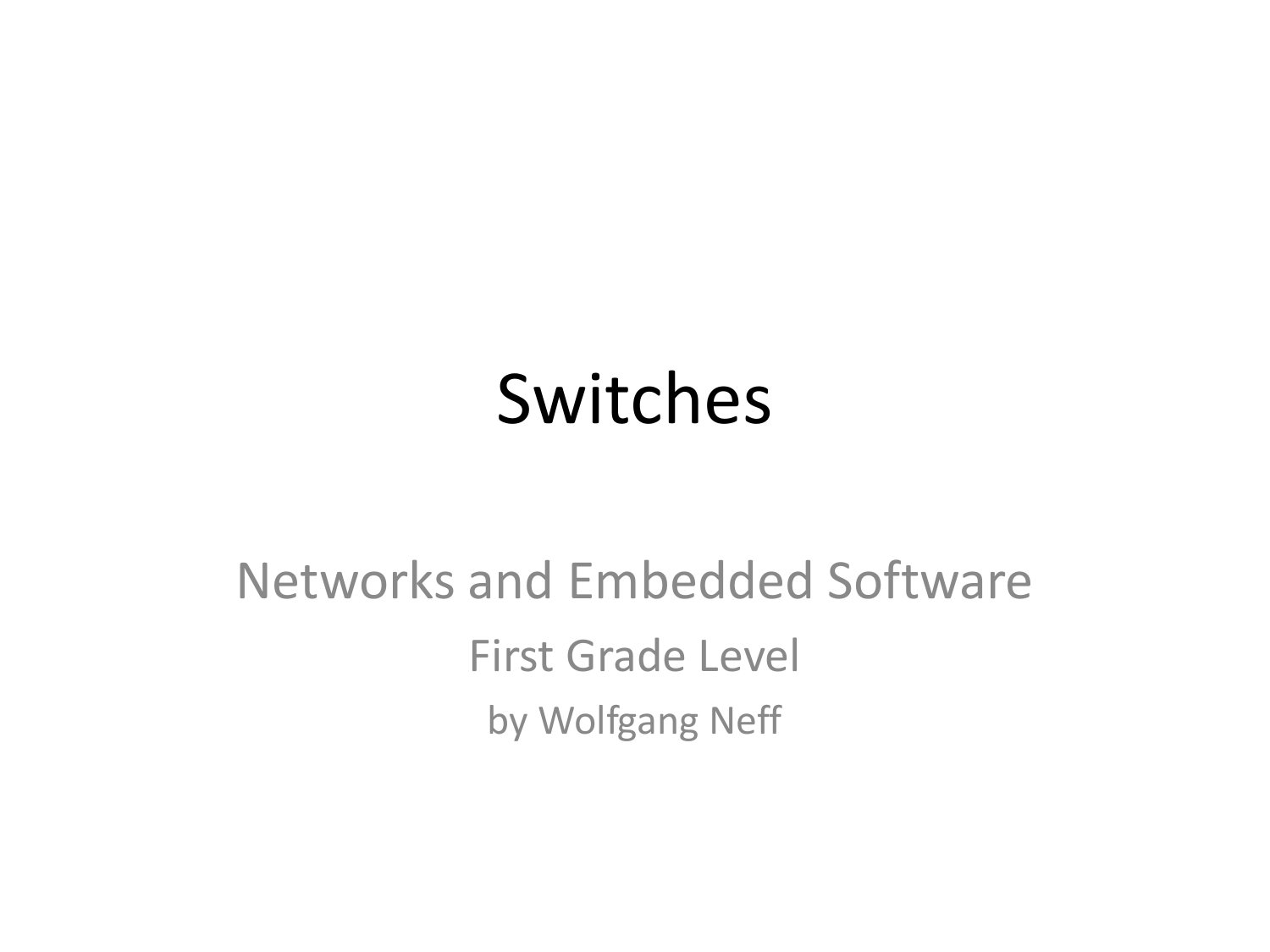# Switches

Networks and Embedded Software

First Grade Level

by Wolfgang Neff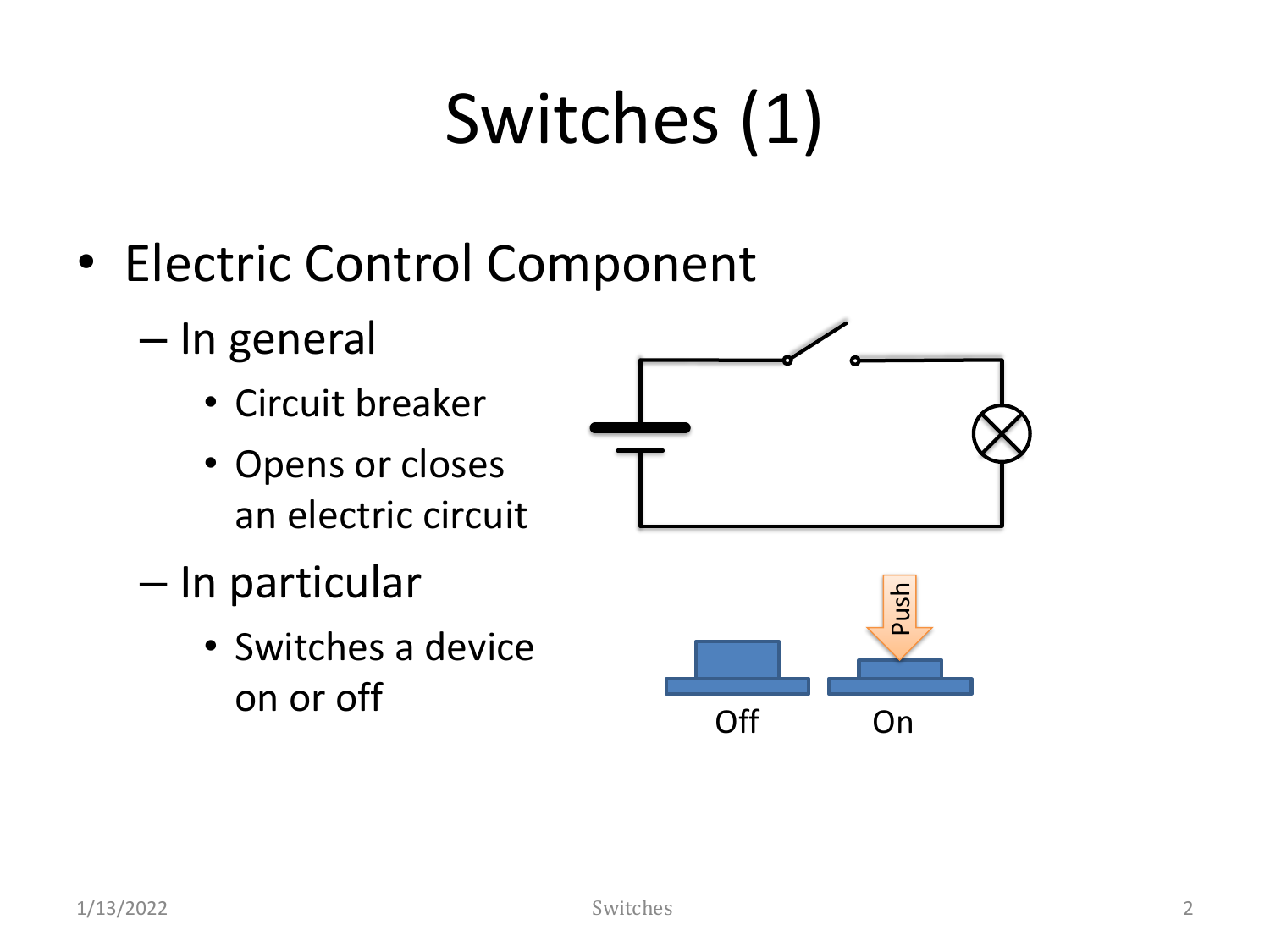# Switches (1)

- Electric Control Component
  - In general
    - Circuit breaker
    - Opens or closes an electric circuit
  - In particular
    - Switches a device on or off

Push

Off On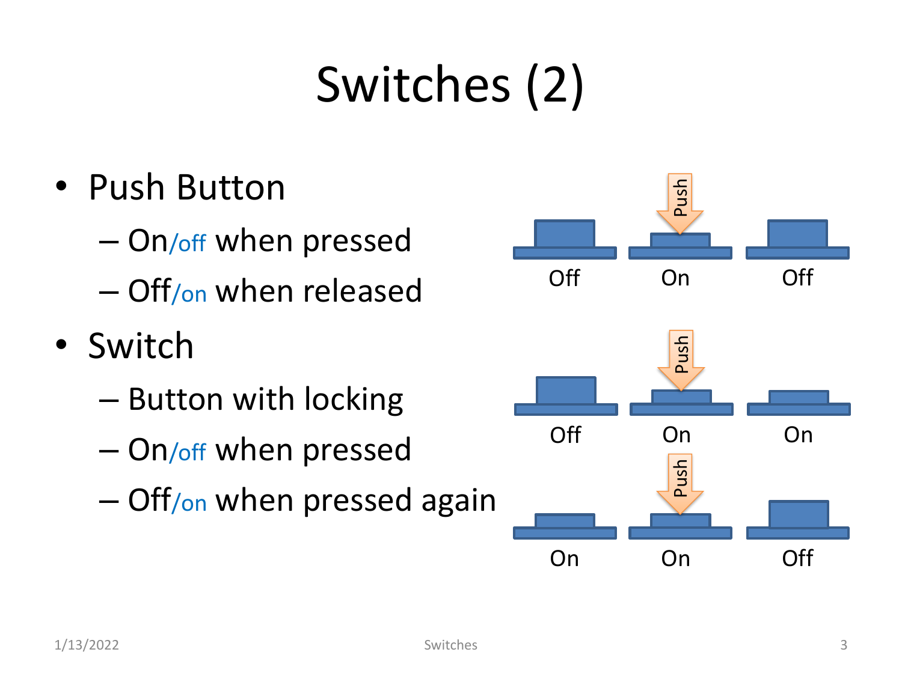# Switches (2)

- Push Button
  - On/off when pressed
  - Off/on when released
- Switch
  - Button with locking
  - On/off when pressed
  - Off/on when pressed again

Push

Off On Off

Push

Off On On

Push

On On Off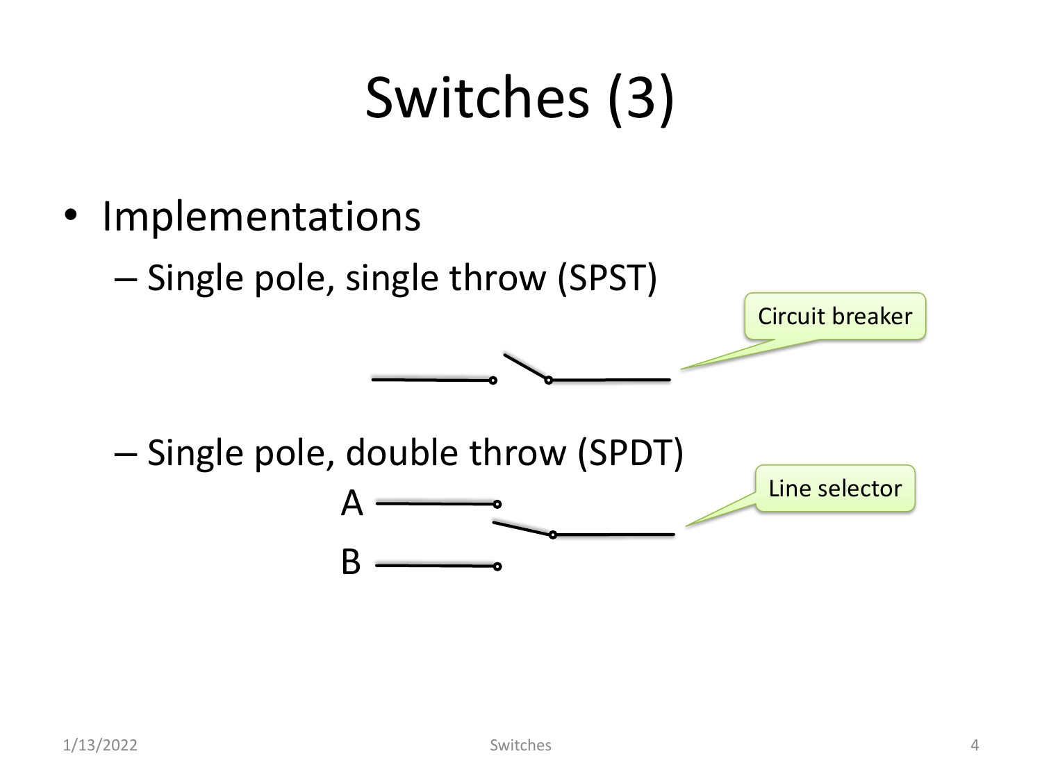# Switches (3)

- Implementations
  - Single pole, single throw (SPST)

    Circuit breaker

  - Single pole, double throw (SPDT)

    A

    B

    Line selector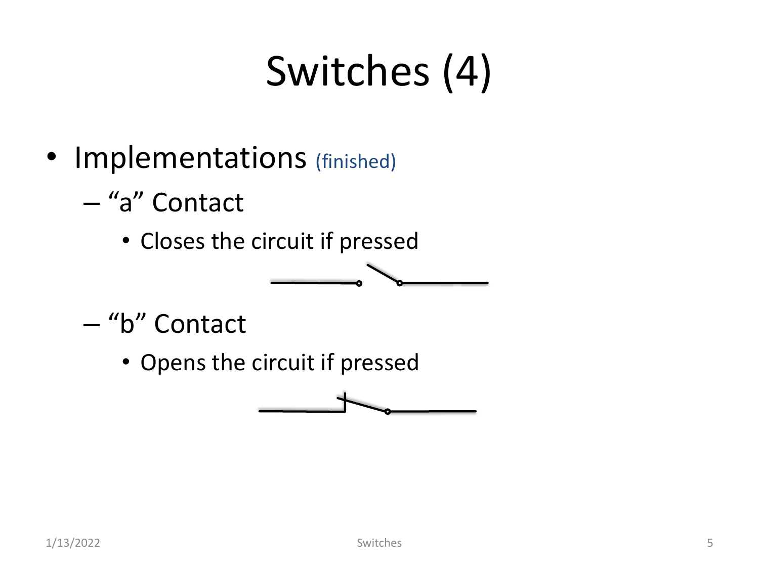# Switches (4)

- Implementations (finished)
  - "a" Contact
    - Closes the circuit if pressed
  - "b" Contact
    - Opens the circuit if pressed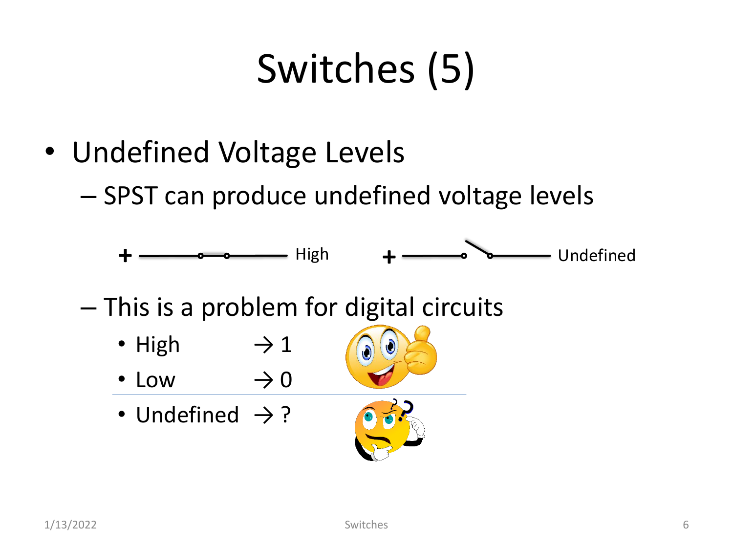# Switches (5)

- Undefined Voltage Levels
  - SPST can produce undefined voltage levels

+ High    + Undefined

  - This is a problem for digital circuits
    - High → 1
    - Low → 0
    - Undefined → ?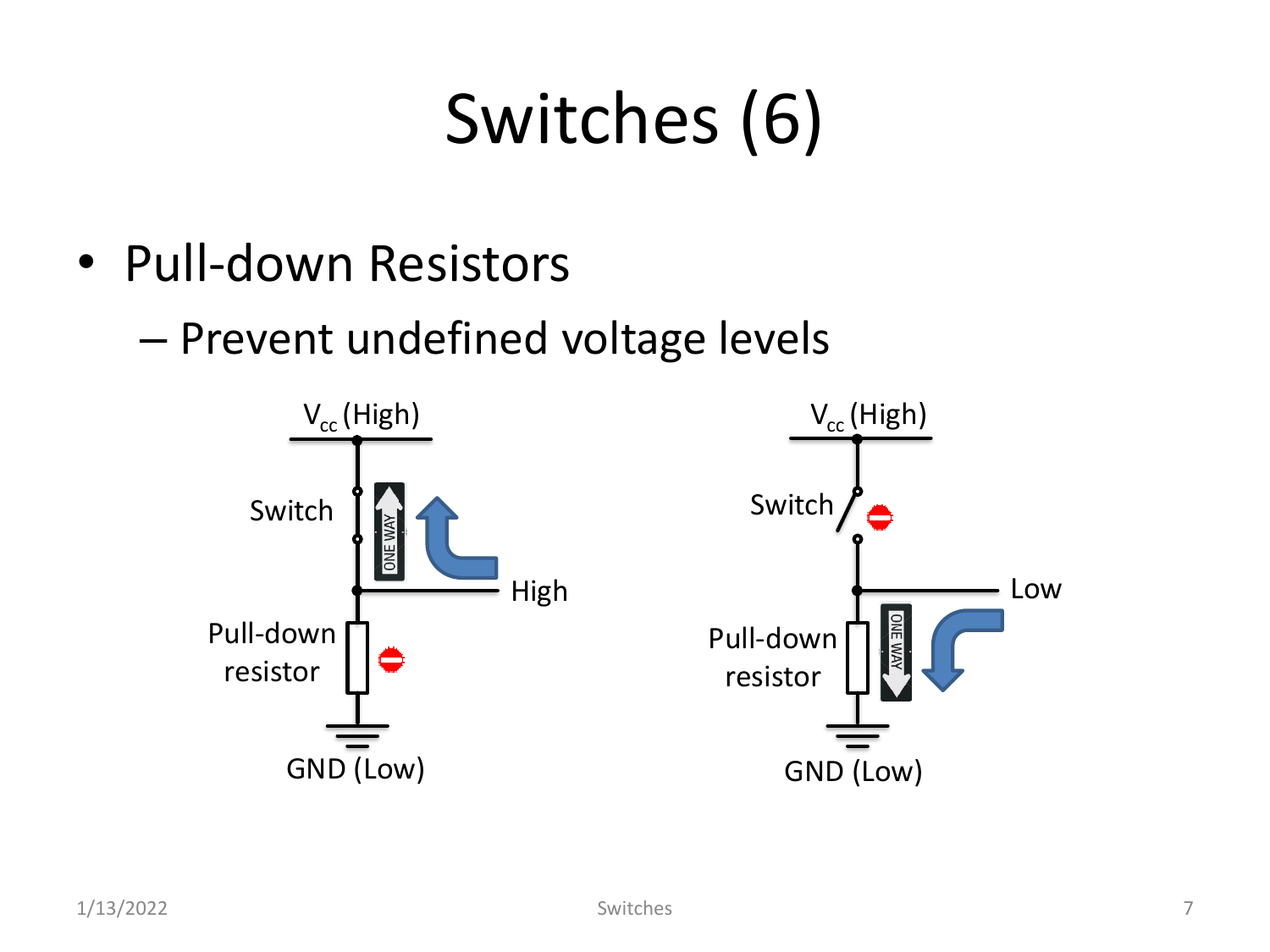# Switches (6)

- Pull-down Resistors
  - Prevent undefined voltage levels

$V_{cc}$ (High)

Switch

ONE WAY

High

Pull-down resistor

GND (Low)

$V_{cc}$ (High)

Switch

Low

Pull-down resistor

ONE WAY

GND (Low)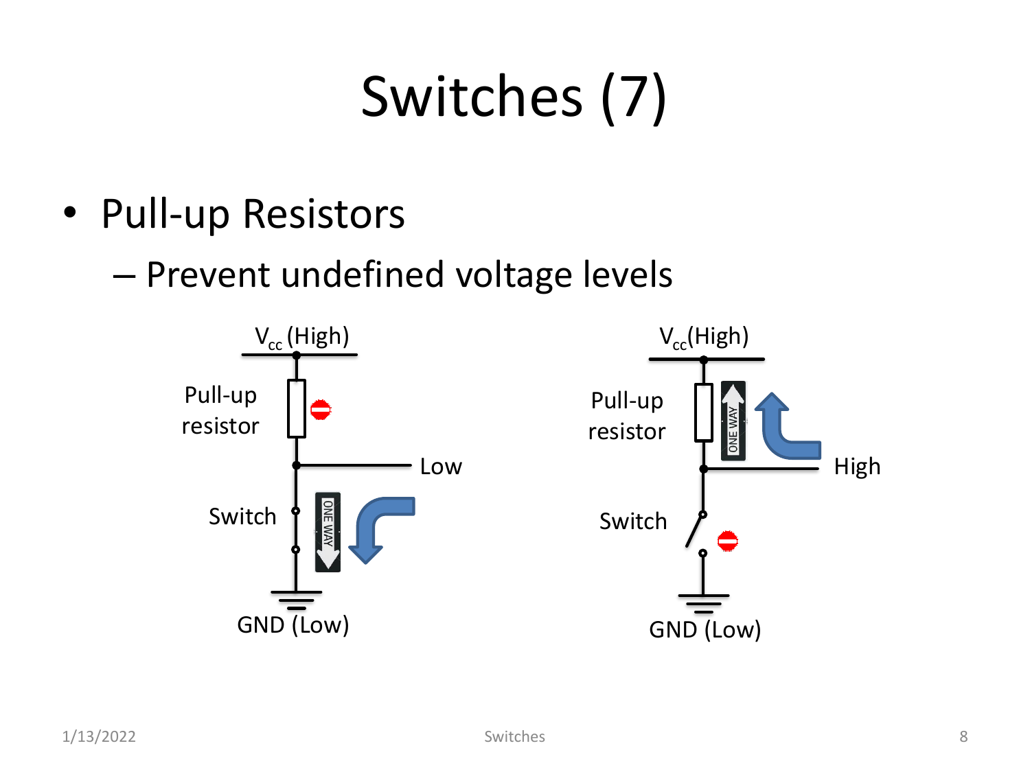# Switches (7)

- Pull-up Resistors
  - Prevent undefined voltage levels

$V_{cc}$ (High)

Pull-up resistor

Low

Switch

ONE WAY

GND (Low)

$V_{cc}$(High)

Pull-up resistor

ONE WAY

High

Switch

GND (Low)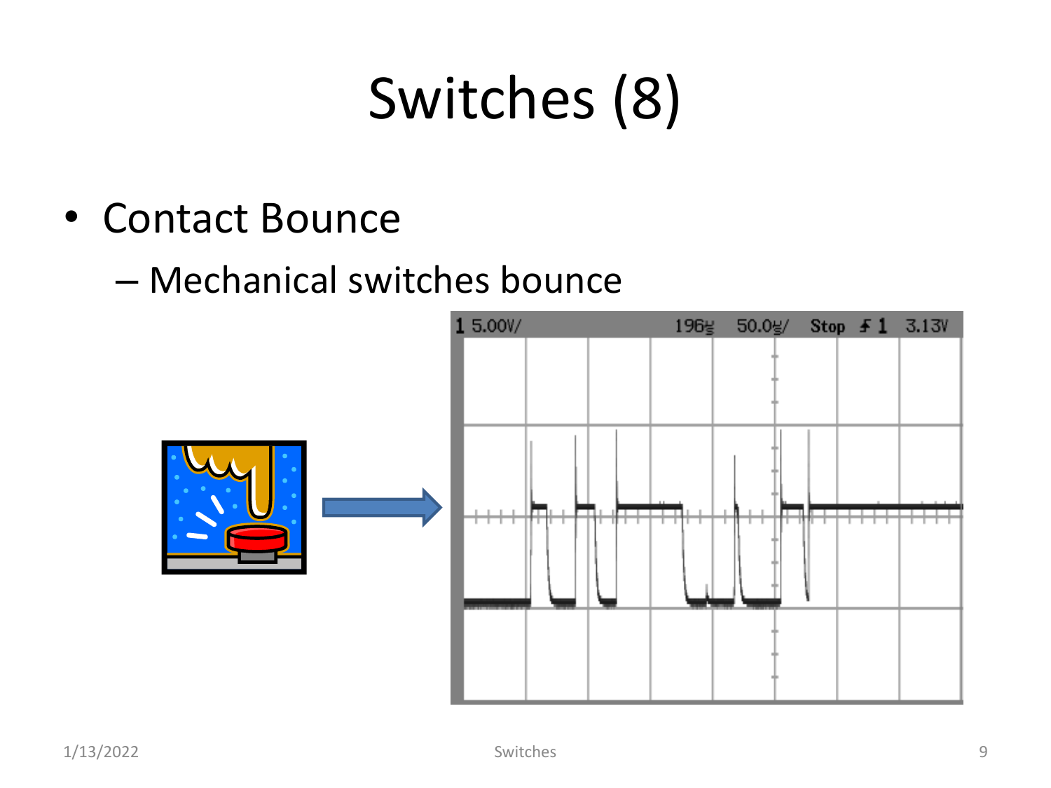# Switches (8)

- Contact Bounce
  - Mechanical switches bounce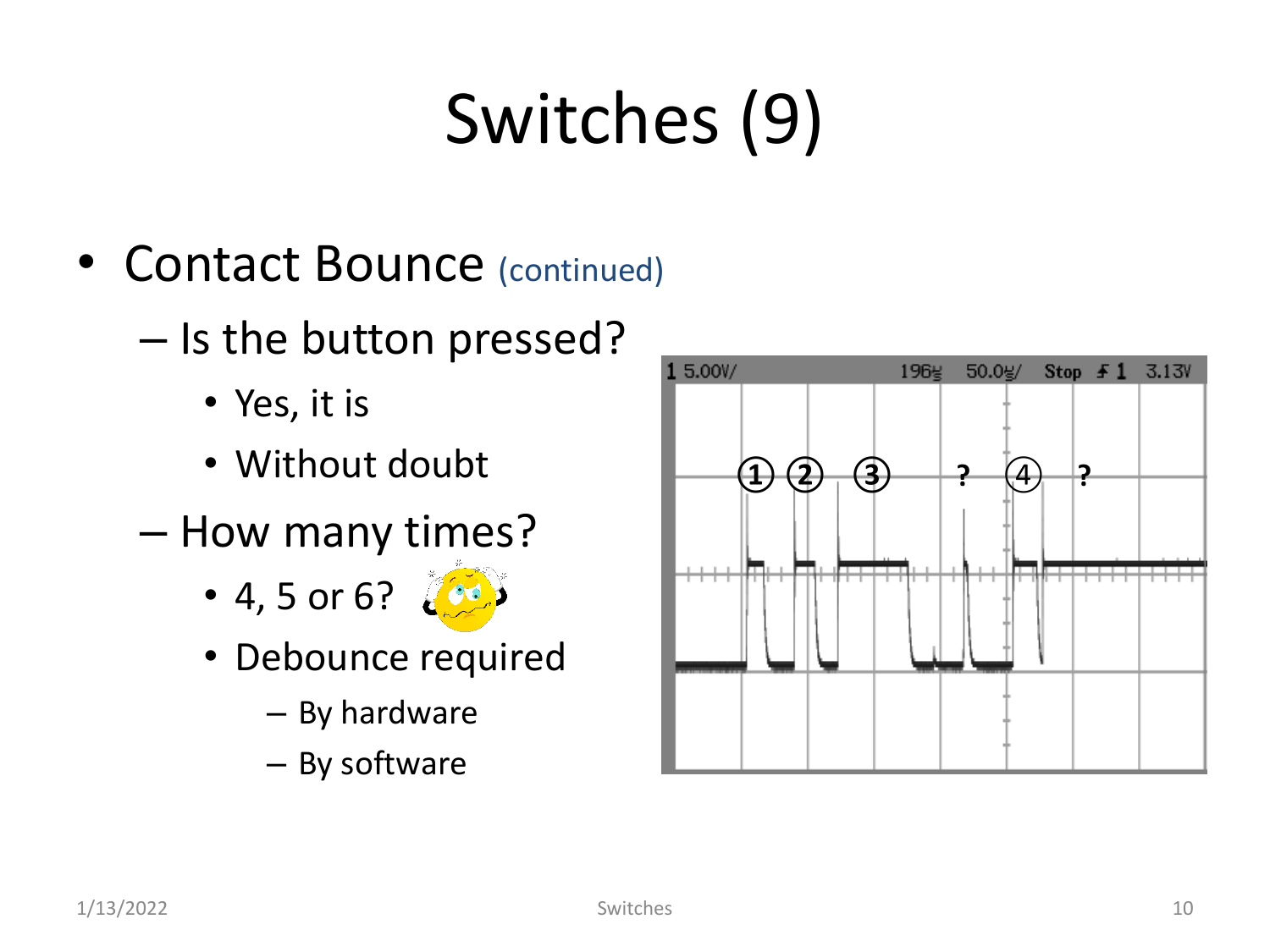# Switches (9)

- Contact Bounce (continued)
  - Is the button pressed?
    - Yes, it is
    - Without doubt
  - How many times?
    - 4, 5 or 6?
    - Debounce required
      - By hardware
      - By software

1 5.00V/ 196µs 50.0µs/ Stop 1 3.13V

① ② ③ ? ④ ?